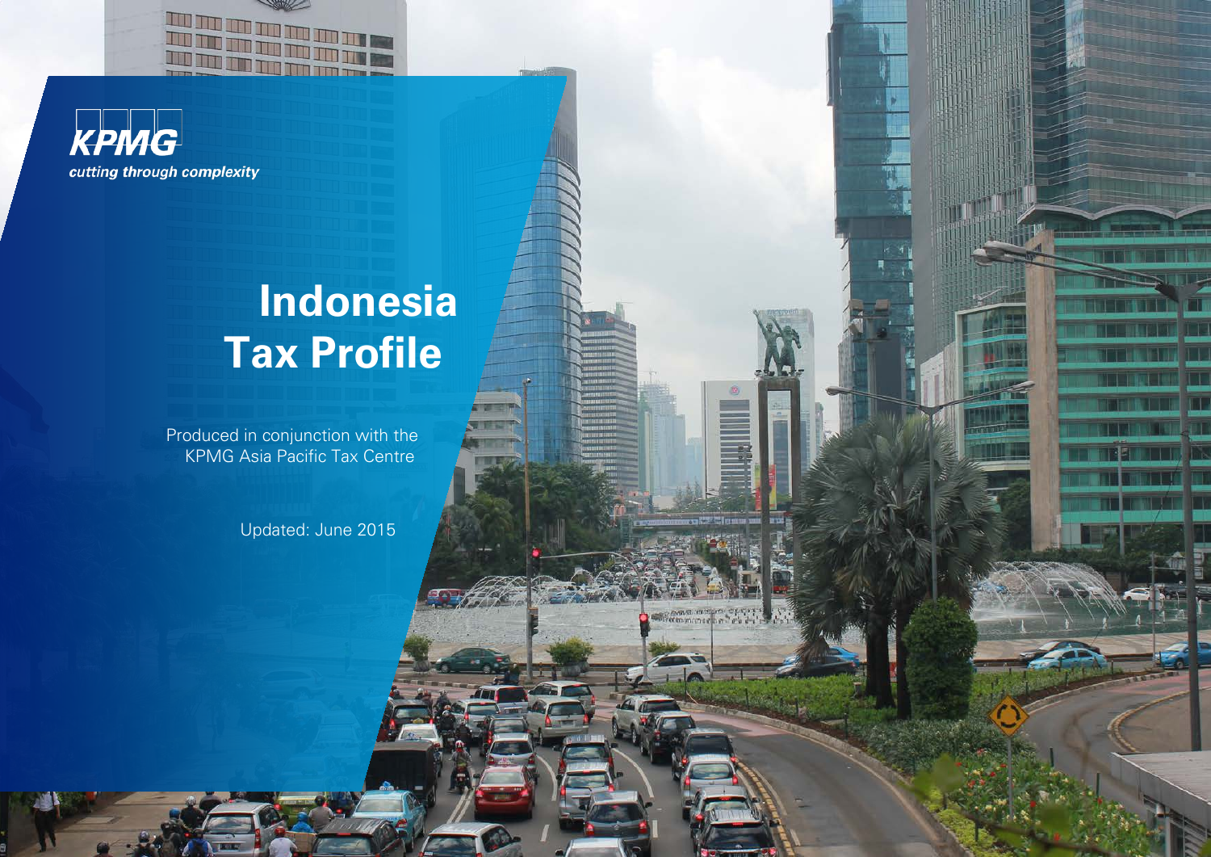KPMG

*cutting through complexity*

# Indonesia Tax Profile

Produced in conjunction with the KPMG Asia Pacific Tax Centre

Updated: June 2015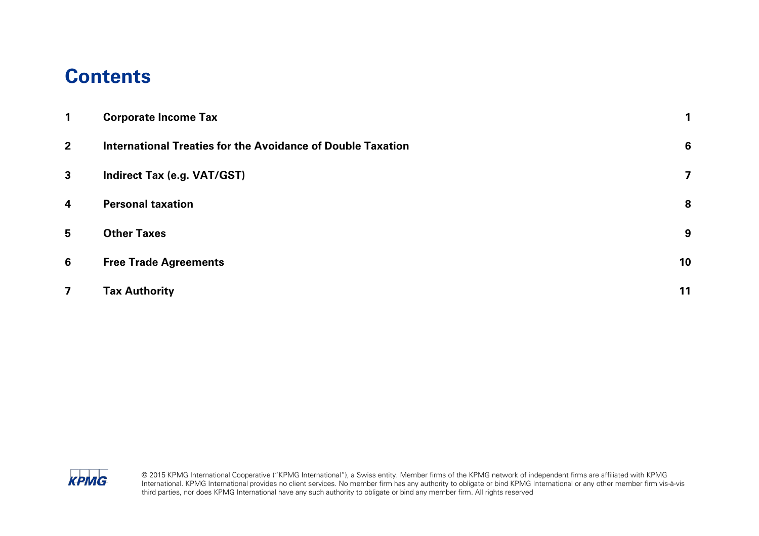# Contents

| | | |
|---|---|---|
| 1 | Corporate Income Tax | 1 |
| 2 | International Treaties for the Avoidance of Double Taxation | 6 |
| 3 | Indirect Tax (e.g. VAT/GST) | 7 |
| 4 | Personal taxation | 8 |
| 5 | Other Taxes | 9 |
| 6 | Free Trade Agreements | 10 |
| 7 | Tax Authority | 11 |

© 2015 KPMG International Cooperative ("KPMG International"), a Swiss entity. Member firms of the KPMG network of independent firms are affiliated with KPMG International. KPMG International provides no client services. No member firm has any authority to obligate or bind KPMG International or any other member firm vis-à-vis third parties, nor does KPMG International have any such authority to obligate or bind any member firm. All rights reserved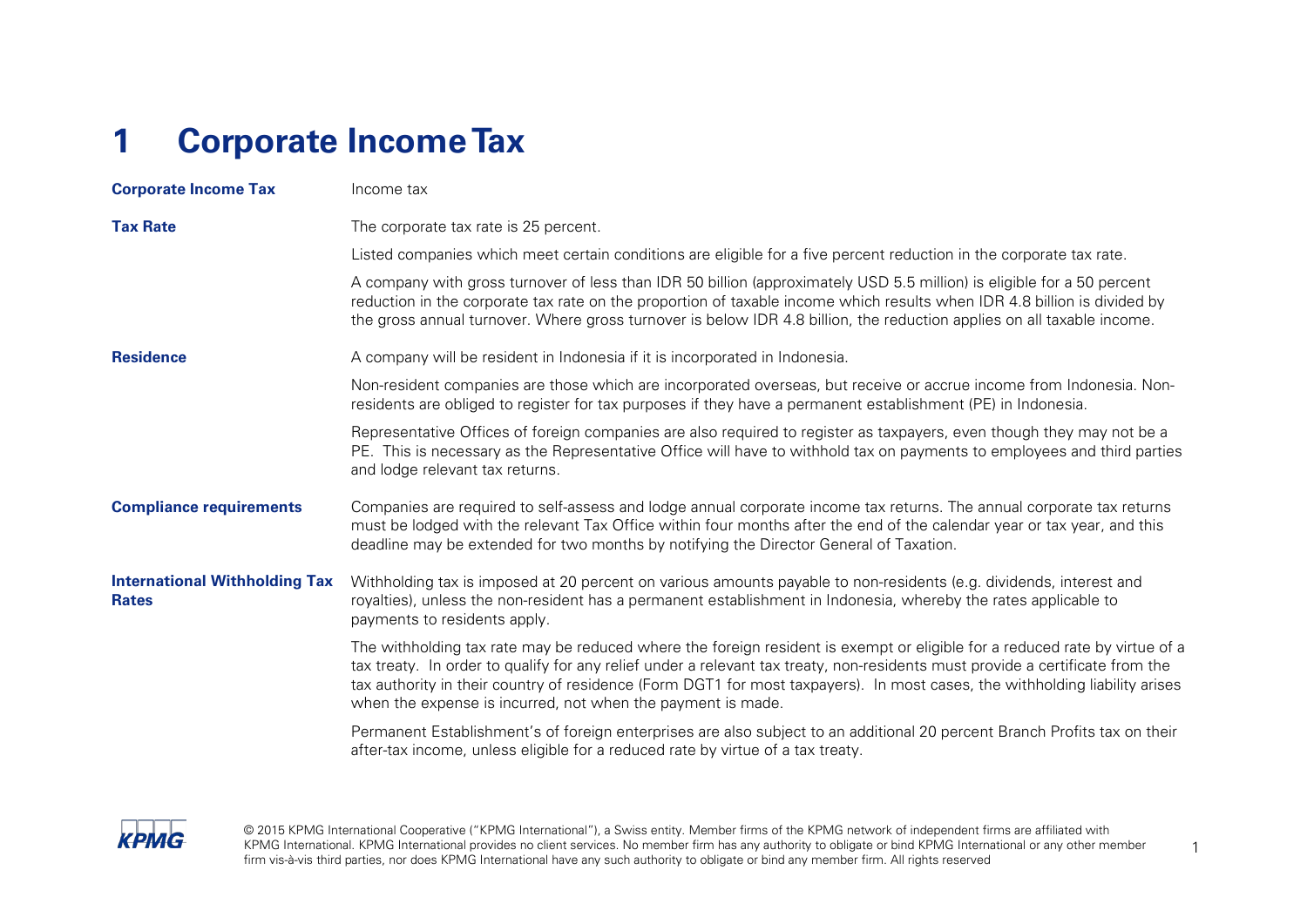# 1 Corporate Income Tax

| | |
|---|---|
| **Corporate Income Tax** | Income tax |
| **Tax Rate** | The corporate tax rate is 25 percent.<br><br>Listed companies which meet certain conditions are eligible for a five percent reduction in the corporate tax rate.<br><br>A company with gross turnover of less than IDR 50 billion (approximately USD 5.5 million) is eligible for a 50 percent reduction in the corporate tax rate on the proportion of taxable income which results when IDR 4.8 billion is divided by the gross annual turnover. Where gross turnover is below IDR 4.8 billion, the reduction applies on all taxable income. |
| **Residence** | A company will be resident in Indonesia if it is incorporated in Indonesia.<br><br>Non-resident companies are those which are incorporated overseas, but receive or accrue income from Indonesia. Non-residents are obliged to register for tax purposes if they have a permanent establishment (PE) in Indonesia.<br><br>Representative Offices of foreign companies are also required to register as taxpayers, even though they may not be a PE. This is necessary as the Representative Office will have to withhold tax on payments to employees and third parties and lodge relevant tax returns. |
| **Compliance requirements** | Companies are required to self-assess and lodge annual corporate income tax returns. The annual corporate tax returns must be lodged with the relevant Tax Office within four months after the end of the calendar year or tax year, and this deadline may be extended for two months by notifying the Director General of Taxation. |
| **International Withholding Tax Rates** | Withholding tax is imposed at 20 percent on various amounts payable to non-residents (e.g. dividends, interest and royalties), unless the non-resident has a permanent establishment in Indonesia, whereby the rates applicable to payments to residents apply.<br><br>The withholding tax rate may be reduced where the foreign resident is exempt or eligible for a reduced rate by virtue of a tax treaty. In order to qualify for any relief under a relevant tax treaty, non-residents must provide a certificate from the tax authority in their country of residence (Form DGT1 for most taxpayers). In most cases, the withholding liability arises when the expense is incurred, not when the payment is made.<br><br>Permanent Establishment's of foreign enterprises are also subject to an additional 20 percent Branch Profits tax on their after-tax income, unless eligible for a reduced rate by virtue of a tax treaty. |

© 2015 KPMG International Cooperative ("KPMG International"), a Swiss entity. Member firms of the KPMG network of independent firms are affiliated with KPMG International. KPMG International provides no client services. No member firm has any authority to obligate or bind KPMG International or any other member firm vis-à-vis third parties, nor does KPMG International have any such authority to obligate or bind any member firm. All rights reserved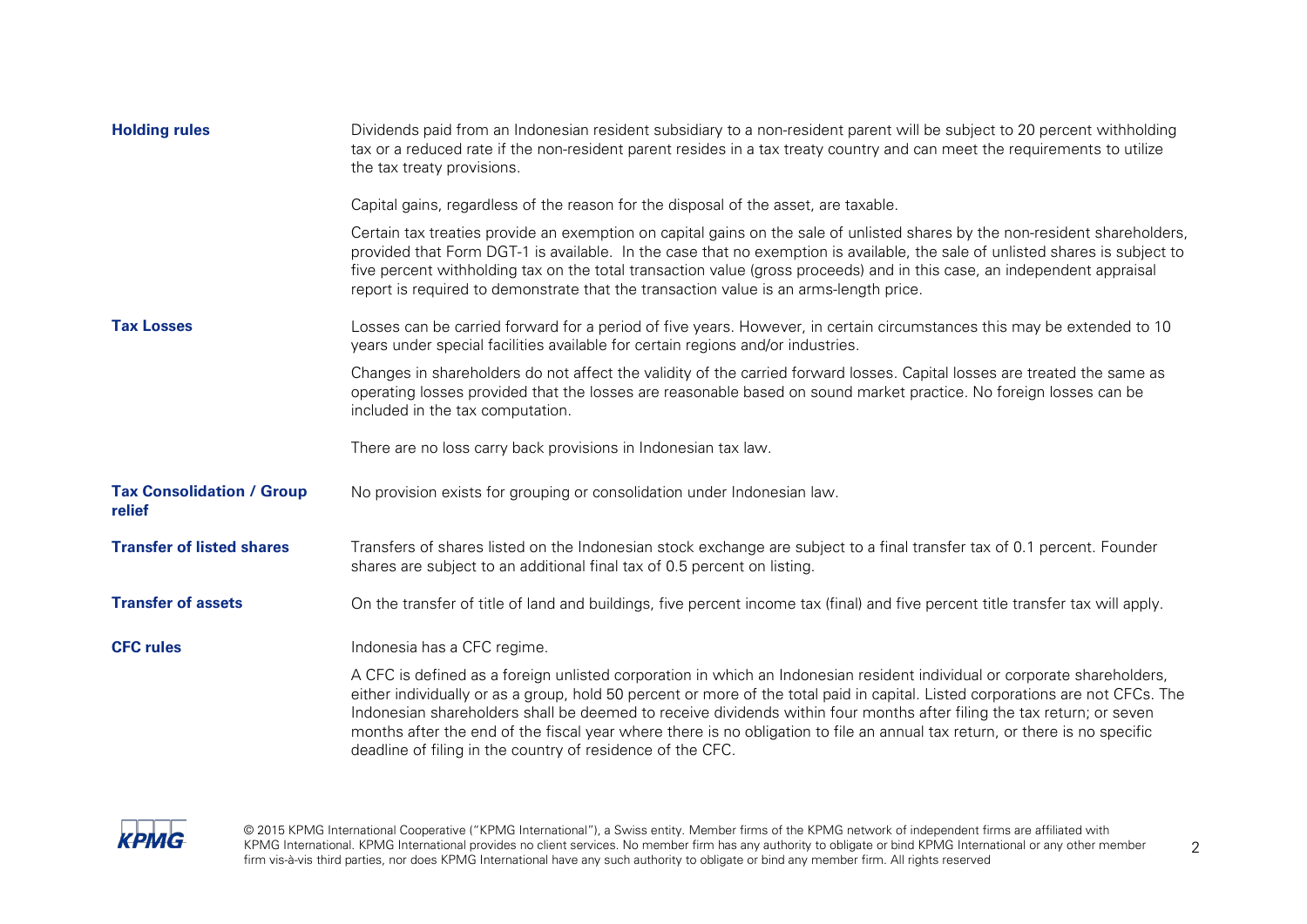**Holding rules**

Dividends paid from an Indonesian resident subsidiary to a non-resident parent will be subject to 20 percent withholding tax or a reduced rate if the non-resident parent resides in a tax treaty country and can meet the requirements to utilize the tax treaty provisions.

Capital gains, regardless of the reason for the disposal of the asset, are taxable.

Certain tax treaties provide an exemption on capital gains on the sale of unlisted shares by the non-resident shareholders, provided that Form DGT-1 is available. In the case that no exemption is available, the sale of unlisted shares is subject to five percent withholding tax on the total transaction value (gross proceeds) and in this case, an independent appraisal report is required to demonstrate that the transaction value is an arms-length price.

**Tax Losses**

Losses can be carried forward for a period of five years. However, in certain circumstances this may be extended to 10 years under special facilities available for certain regions and/or industries.

Changes in shareholders do not affect the validity of the carried forward losses. Capital losses are treated the same as operating losses provided that the losses are reasonable based on sound market practice. No foreign losses can be included in the tax computation.

There are no loss carry back provisions in Indonesian tax law.

**Tax Consolidation / Group relief**

No provision exists for grouping or consolidation under Indonesian law.

**Transfer of listed shares**

Transfers of shares listed on the Indonesian stock exchange are subject to a final transfer tax of 0.1 percent. Founder shares are subject to an additional final tax of 0.5 percent on listing.

**Transfer of assets**

On the transfer of title of land and buildings, five percent income tax (final) and five percent title transfer tax will apply.

**CFC rules**

Indonesia has a CFC regime.

A CFC is defined as a foreign unlisted corporation in which an Indonesian resident individual or corporate shareholders, either individually or as a group, hold 50 percent or more of the total paid in capital. Listed corporations are not CFCs. The Indonesian shareholders shall be deemed to receive dividends within four months after filing the tax return; or seven months after the end of the fiscal year where there is no obligation to file an annual tax return, or there is no specific deadline of filing in the country of residence of the CFC.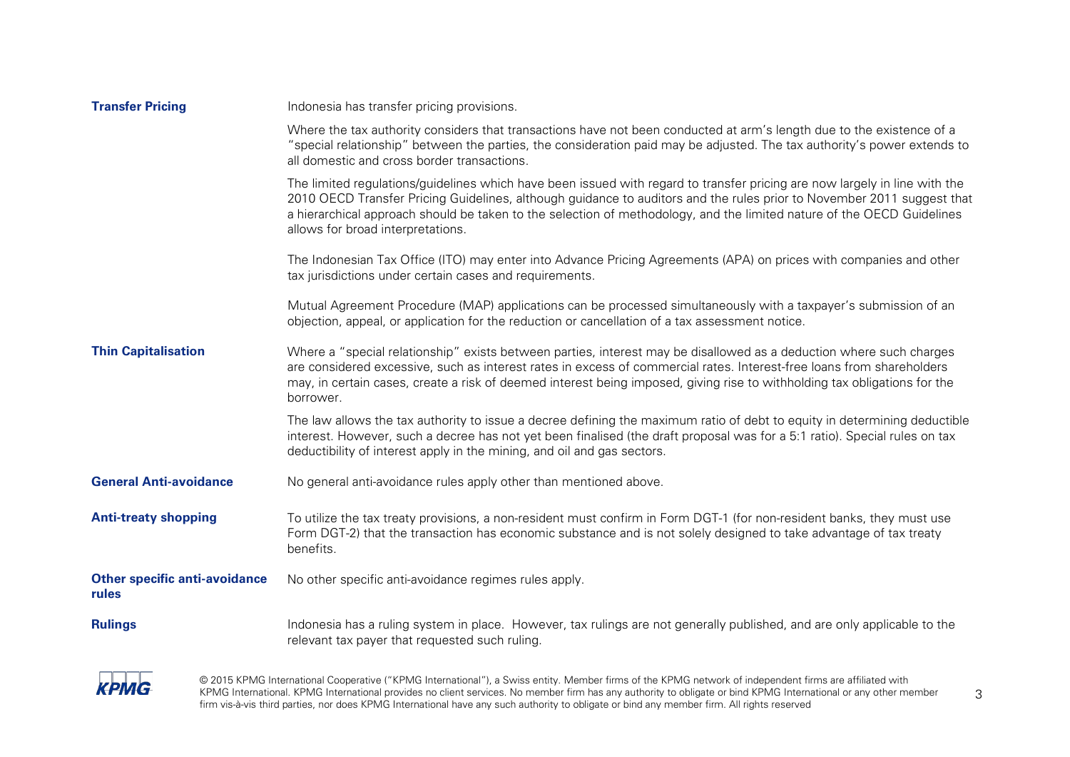| | |
|---|---|
| **Transfer Pricing** | Indonesia has transfer pricing provisions.<br><br>Where the tax authority considers that transactions have not been conducted at arm's length due to the existence of a "special relationship" between the parties, the consideration paid may be adjusted. The tax authority's power extends to all domestic and cross border transactions.<br><br>The limited regulations/guidelines which have been issued with regard to transfer pricing are now largely in line with the 2010 OECD Transfer Pricing Guidelines, although guidance to auditors and the rules prior to November 2011 suggest that a hierarchical approach should be taken to the selection of methodology, and the limited nature of the OECD Guidelines allows for broad interpretations.<br><br>The Indonesian Tax Office (ITO) may enter into Advance Pricing Agreements (APA) on prices with companies and other tax jurisdictions under certain cases and requirements.<br><br>Mutual Agreement Procedure (MAP) applications can be processed simultaneously with a taxpayer's submission of an objection, appeal, or application for the reduction or cancellation of a tax assessment notice. |
| **Thin Capitalisation** | Where a "special relationship" exists between parties, interest may be disallowed as a deduction where such charges are considered excessive, such as interest rates in excess of commercial rates. Interest-free loans from shareholders may, in certain cases, create a risk of deemed interest being imposed, giving rise to withholding tax obligations for the borrower.<br><br>The law allows the tax authority to issue a decree defining the maximum ratio of debt to equity in determining deductible interest. However, such a decree has not yet been finalised (the draft proposal was for a 5:1 ratio). Special rules on tax deductibility of interest apply in the mining, and oil and gas sectors. |
| **General Anti-avoidance** | No general anti-avoidance rules apply other than mentioned above. |
| **Anti-treaty shopping** | To utilize the tax treaty provisions, a non-resident must confirm in Form DGT-1 (for non-resident banks, they must use Form DGT-2) that the transaction has economic substance and is not solely designed to take advantage of tax treaty benefits. |
| **Other specific anti-avoidance rules** | No other specific anti-avoidance regimes rules apply. |
| **Rulings** | Indonesia has a ruling system in place. However, tax rulings are not generally published, and are only applicable to the relevant tax payer that requested such ruling. |

© 2015 KPMG International Cooperative ("KPMG International"), a Swiss entity. Member firms of the KPMG network of independent firms are affiliated with KPMG International. KPMG International provides no client services. No member firm has any authority to obligate or bind KPMG International or any other member firm vis-à-vis third parties, nor does KPMG International have any such authority to obligate or bind any member firm. All rights reserved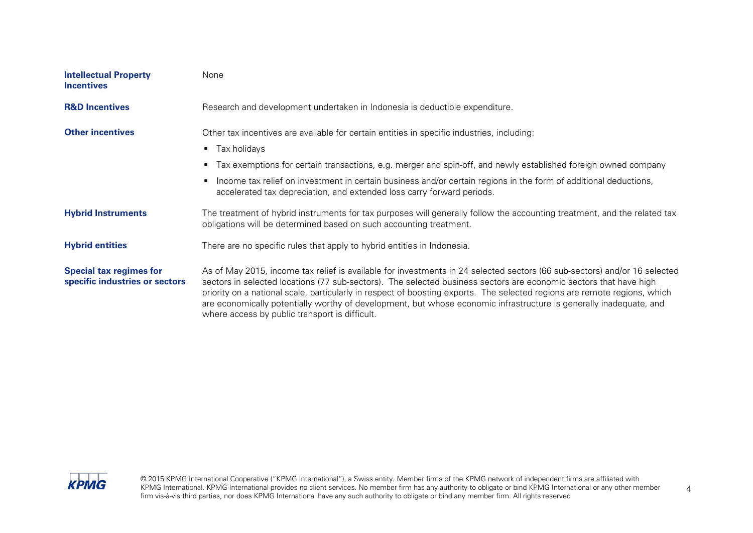| | |
|---|---|
| **Intellectual Property Incentives** | None |
| **R&D Incentives** | Research and development undertaken in Indonesia is deductible expenditure. |
| **Other incentives** | Other tax incentives are available for certain entities in specific industries, including:<br>▪ Tax holidays<br>▪ Tax exemptions for certain transactions, e.g. merger and spin-off, and newly established foreign owned company<br>▪ Income tax relief on investment in certain business and/or certain regions in the form of additional deductions, accelerated tax depreciation, and extended loss carry forward periods. |
| **Hybrid Instruments** | The treatment of hybrid instruments for tax purposes will generally follow the accounting treatment, and the related tax obligations will be determined based on such accounting treatment. |
| **Hybrid entities** | There are no specific rules that apply to hybrid entities in Indonesia. |
| **Special tax regimes for specific industries or sectors** | As of May 2015, income tax relief is available for investments in 24 selected sectors (66 sub-sectors) and/or 16 selected sectors in selected locations (77 sub-sectors). The selected business sectors are economic sectors that have high priority on a national scale, particularly in respect of boosting exports. The selected regions are remote regions, which are economically potentially worthy of development, but whose economic infrastructure is generally inadequate, and where access by public transport is difficult. |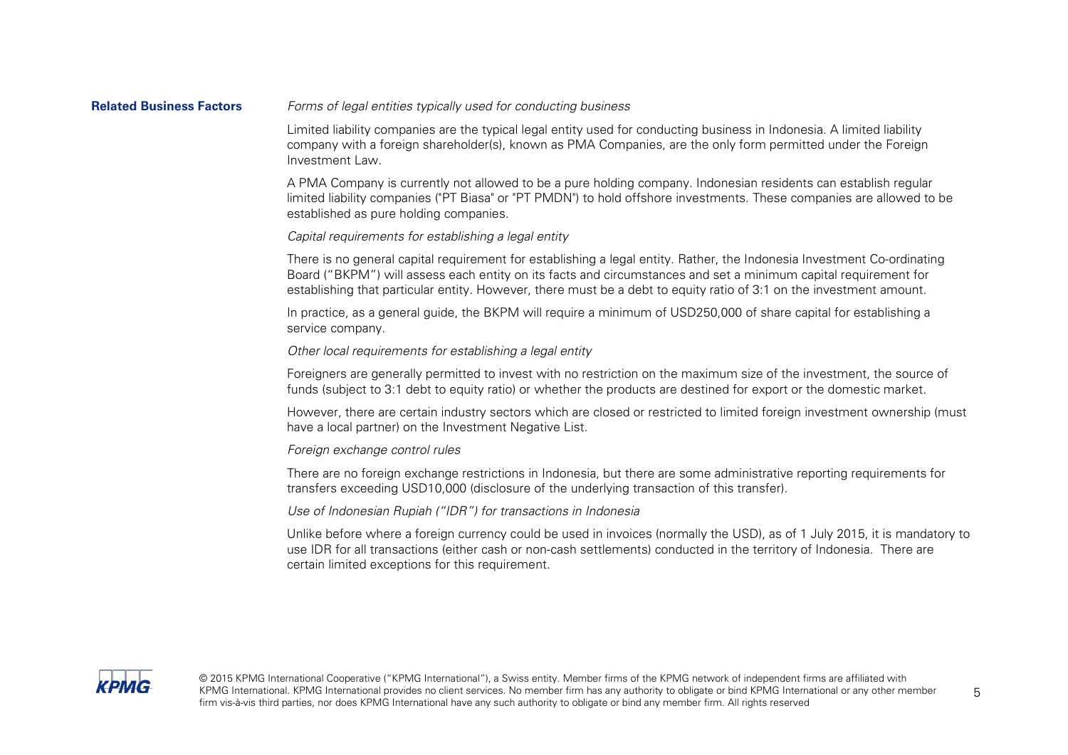**Related Business Factors**

*Forms of legal entities typically used for conducting business*

Limited liability companies are the typical legal entity used for conducting business in Indonesia. A limited liability company with a foreign shareholder(s), known as PMA Companies, are the only form permitted under the Foreign Investment Law.

A PMA Company is currently not allowed to be a pure holding company. Indonesian residents can establish regular limited liability companies ("PT Biasa" or "PT PMDN") to hold offshore investments. These companies are allowed to be established as pure holding companies.

*Capital requirements for establishing a legal entity*

There is no general capital requirement for establishing a legal entity. Rather, the Indonesia Investment Co-ordinating Board ("BKPM") will assess each entity on its facts and circumstances and set a minimum capital requirement for establishing that particular entity. However, there must be a debt to equity ratio of 3:1 on the investment amount.

In practice, as a general guide, the BKPM will require a minimum of USD250,000 of share capital for establishing a service company.

*Other local requirements for establishing a legal entity*

Foreigners are generally permitted to invest with no restriction on the maximum size of the investment, the source of funds (subject to 3:1 debt to equity ratio) or whether the products are destined for export or the domestic market.

However, there are certain industry sectors which are closed or restricted to limited foreign investment ownership (must have a local partner) on the Investment Negative List.

*Foreign exchange control rules*

There are no foreign exchange restrictions in Indonesia, but there are some administrative reporting requirements for transfers exceeding USD10,000 (disclosure of the underlying transaction of this transfer).

*Use of Indonesian Rupiah ("IDR") for transactions in Indonesia*

Unlike before where a foreign currency could be used in invoices (normally the USD), as of 1 July 2015, it is mandatory to use IDR for all transactions (either cash or non-cash settlements) conducted in the territory of Indonesia. There are certain limited exceptions for this requirement.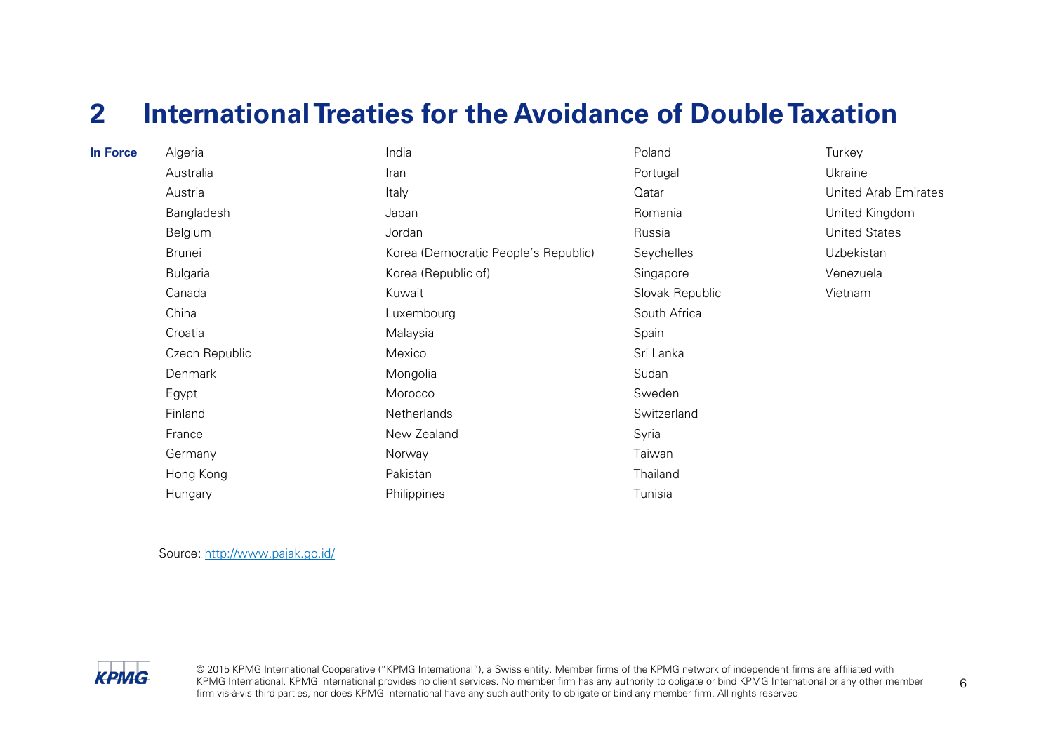## 2 International Treaties for the Avoidance of Double Taxation

**In Force**

- Algeria
- Australia
- Austria
- Bangladesh
- Belgium
- Brunei
- Bulgaria
- Canada
- China
- Croatia
- Czech Republic
- Denmark
- Egypt
- Finland
- France
- Germany
- Hong Kong
- Hungary
- India
- Iran
- Italy
- Japan
- Jordan
- Korea (Democratic People's Republic)
- Korea (Republic of)
- Kuwait
- Luxembourg
- Malaysia
- Mexico
- Mongolia
- Morocco
- Netherlands
- New Zealand
- Norway
- Pakistan
- Philippines
- Poland
- Portugal
- Qatar
- Romania
- Russia
- Seychelles
- Singapore
- Slovak Republic
- South Africa
- Spain
- Sri Lanka
- Sudan
- Sweden
- Switzerland
- Syria
- Taiwan
- Thailand
- Tunisia
- Turkey
- Ukraine
- United Arab Emirates
- United Kingdom
- United States
- Uzbekistan
- Venezuela
- Vietnam

Source: http://www.pajak.go.id/

© 2015 KPMG International Cooperative ("KPMG International"), a Swiss entity. Member firms of the KPMG network of independent firms are affiliated with KPMG International. KPMG International provides no client services. No member firm has any authority to obligate or bind KPMG International or any other member firm vis-à-vis third parties, nor does KPMG International have any such authority to obligate or bind any member firm. All rights reserved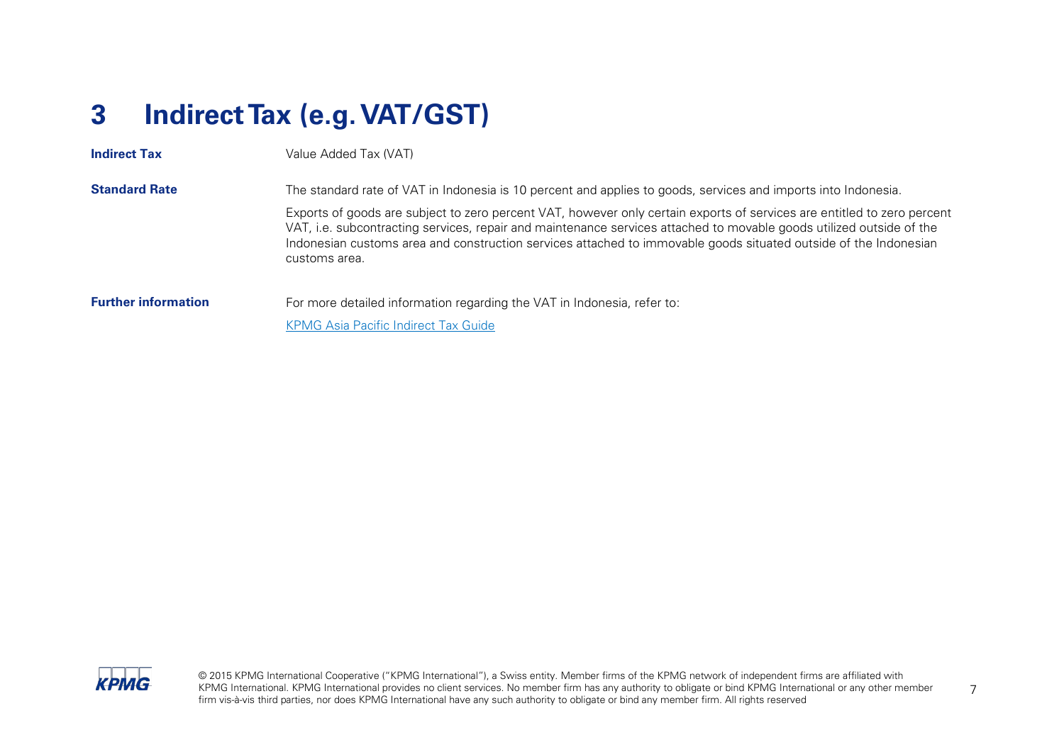# 3 Indirect Tax (e.g. VAT/GST)

**Indirect Tax**

Value Added Tax (VAT)

**Standard Rate**

The standard rate of VAT in Indonesia is 10 percent and applies to goods, services and imports into Indonesia.

Exports of goods are subject to zero percent VAT, however only certain exports of services are entitled to zero percent VAT, i.e. subcontracting services, repair and maintenance services attached to movable goods utilized outside of the Indonesian customs area and construction services attached to immovable goods situated outside of the Indonesian customs area.

**Further information**

For more detailed information regarding the VAT in Indonesia, refer to:

KPMG Asia Pacific Indirect Tax Guide

© 2015 KPMG International Cooperative ("KPMG International"), a Swiss entity. Member firms of the KPMG network of independent firms are affiliated with KPMG International. KPMG International provides no client services. No member firm has any authority to obligate or bind KPMG International or any other member firm vis-à-vis third parties, nor does KPMG International have any such authority to obligate or bind any member firm. All rights reserved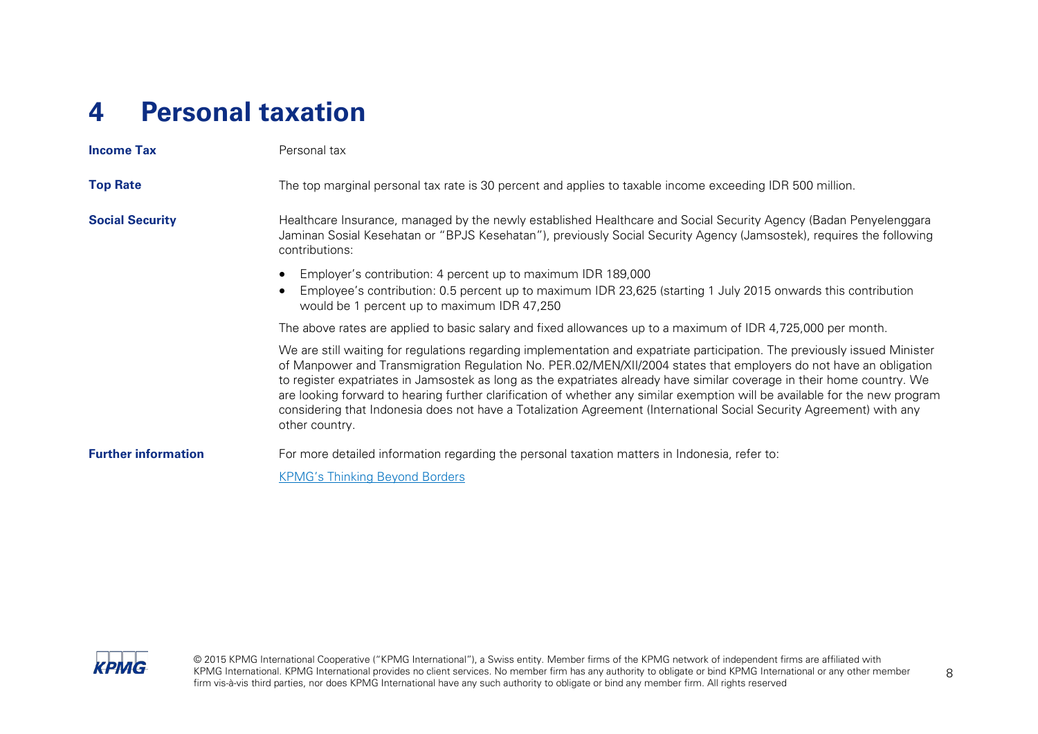# 4 Personal taxation

**Income Tax**

Personal tax

**Top Rate**

The top marginal personal tax rate is 30 percent and applies to taxable income exceeding IDR 500 million.

**Social Security**

Healthcare Insurance, managed by the newly established Healthcare and Social Security Agency (Badan Penyelenggara Jaminan Sosial Kesehatan or "BPJS Kesehatan"), previously Social Security Agency (Jamsostek), requires the following contributions:

- Employer's contribution: 4 percent up to maximum IDR 189,000
- Employee's contribution: 0.5 percent up to maximum IDR 23,625 (starting 1 July 2015 onwards this contribution would be 1 percent up to maximum IDR 47,250

The above rates are applied to basic salary and fixed allowances up to a maximum of IDR 4,725,000 per month.

We are still waiting for regulations regarding implementation and expatriate participation. The previously issued Minister of Manpower and Transmigration Regulation No. PER.02/MEN/XII/2004 states that employers do not have an obligation to register expatriates in Jamsostek as long as the expatriates already have similar coverage in their home country. We are looking forward to hearing further clarification of whether any similar exemption will be available for the new program considering that Indonesia does not have a Totalization Agreement (International Social Security Agreement) with any other country.

**Further information**

For more detailed information regarding the personal taxation matters in Indonesia, refer to:

KPMG's Thinking Beyond Borders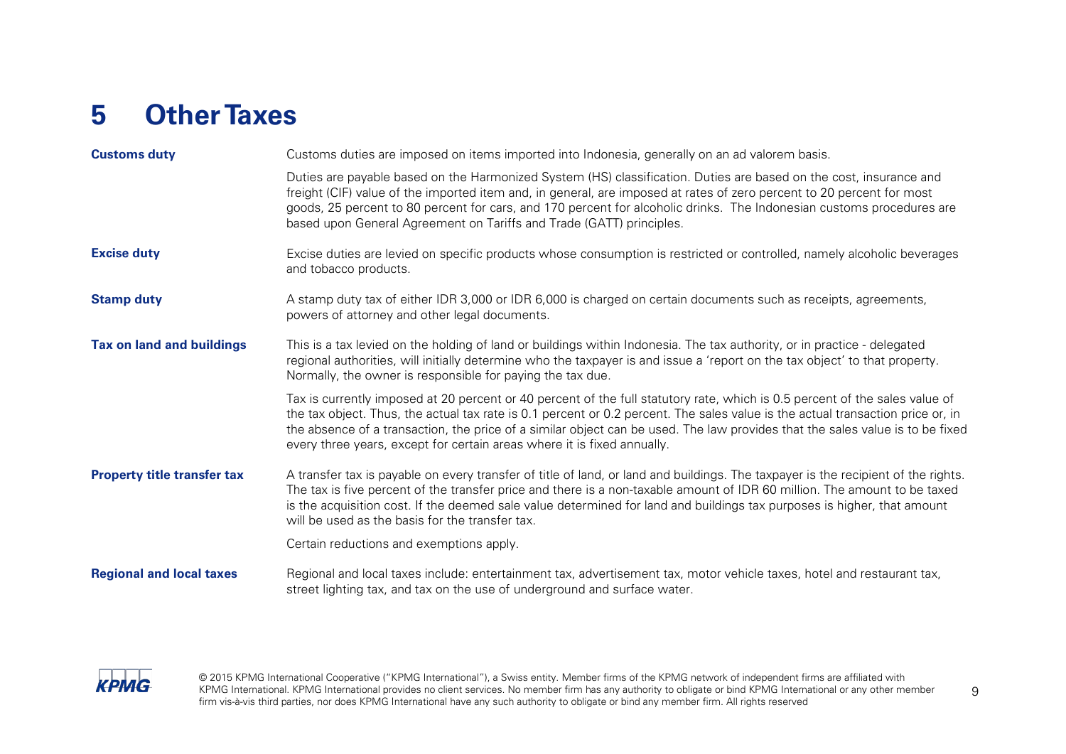# 5 Other Taxes

**Customs duty**

Customs duties are imposed on items imported into Indonesia, generally on an ad valorem basis.

Duties are payable based on the Harmonized System (HS) classification. Duties are based on the cost, insurance and freight (CIF) value of the imported item and, in general, are imposed at rates of zero percent to 20 percent for most goods, 25 percent to 80 percent for cars, and 170 percent for alcoholic drinks. The Indonesian customs procedures are based upon General Agreement on Tariffs and Trade (GATT) principles.

**Excise duty**

Excise duties are levied on specific products whose consumption is restricted or controlled, namely alcoholic beverages and tobacco products.

**Stamp duty**

A stamp duty tax of either IDR 3,000 or IDR 6,000 is charged on certain documents such as receipts, agreements, powers of attorney and other legal documents.

**Tax on land and buildings**

This is a tax levied on the holding of land or buildings within Indonesia. The tax authority, or in practice - delegated regional authorities, will initially determine who the taxpayer is and issue a 'report on the tax object' to that property. Normally, the owner is responsible for paying the tax due.

Tax is currently imposed at 20 percent or 40 percent of the full statutory rate, which is 0.5 percent of the sales value of the tax object. Thus, the actual tax rate is 0.1 percent or 0.2 percent. The sales value is the actual transaction price or, in the absence of a transaction, the price of a similar object can be used. The law provides that the sales value is to be fixed every three years, except for certain areas where it is fixed annually.

**Property title transfer tax**

A transfer tax is payable on every transfer of title of land, or land and buildings. The taxpayer is the recipient of the rights. The tax is five percent of the transfer price and there is a non-taxable amount of IDR 60 million. The amount to be taxed is the acquisition cost. If the deemed sale value determined for land and buildings tax purposes is higher, that amount will be used as the basis for the transfer tax.

Certain reductions and exemptions apply.

**Regional and local taxes**

Regional and local taxes include: entertainment tax, advertisement tax, motor vehicle taxes, hotel and restaurant tax, street lighting tax, and tax on the use of underground and surface water.

© 2015 KPMG International Cooperative ("KPMG International"), a Swiss entity. Member firms of the KPMG network of independent firms are affiliated with KPMG International. KPMG International provides no client services. No member firm has any authority to obligate or bind KPMG International or any other member firm vis-à-vis third parties, nor does KPMG International have any such authority to obligate or bind any member firm. All rights reserved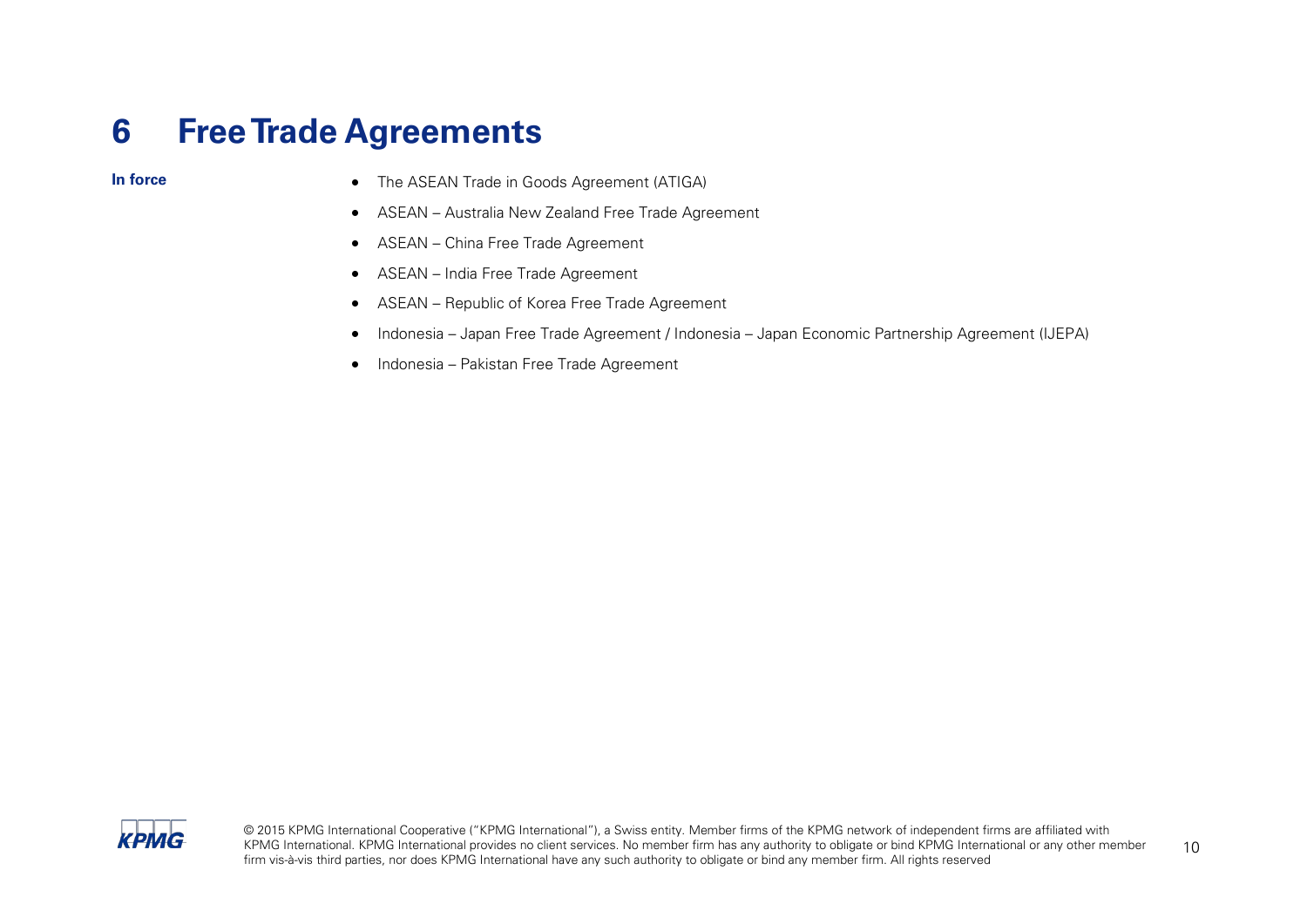# 6 Free Trade Agreements

**In force**

- The ASEAN Trade in Goods Agreement (ATIGA)
- ASEAN – Australia New Zealand Free Trade Agreement
- ASEAN – China Free Trade Agreement
- ASEAN – India Free Trade Agreement
- ASEAN – Republic of Korea Free Trade Agreement
- Indonesia – Japan Free Trade Agreement / Indonesia – Japan Economic Partnership Agreement (IJEPA)
- Indonesia – Pakistan Free Trade Agreement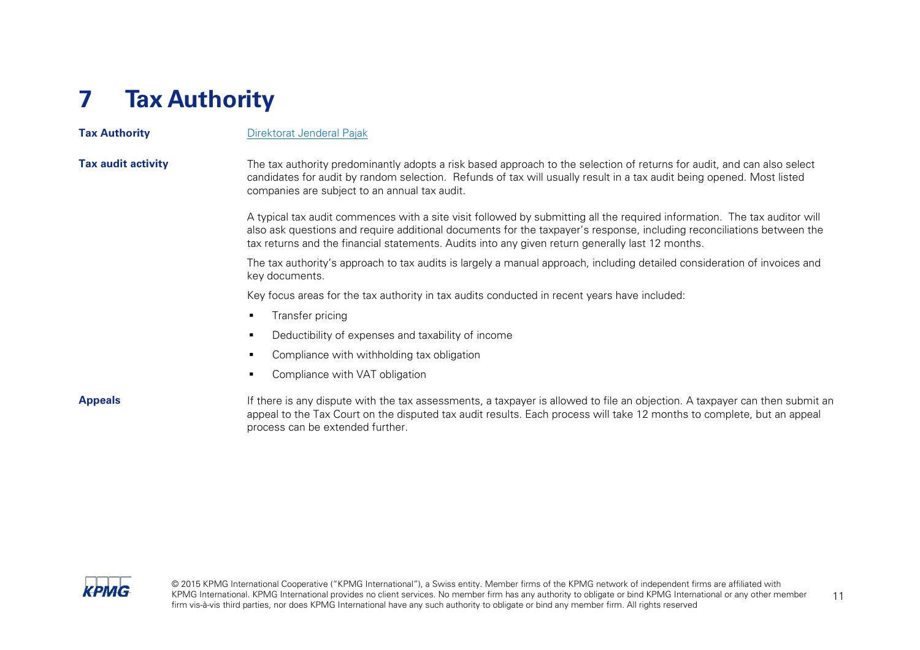# 7 Tax Authority

**Tax Authority**

Direktorat Jenderal Pajak

**Tax audit activity**

The tax authority predominantly adopts a risk based approach to the selection of returns for audit, and can also select candidates for audit by random selection. Refunds of tax will usually result in a tax audit being opened. Most listed companies are subject to an annual tax audit.

A typical tax audit commences with a site visit followed by submitting all the required information. The tax auditor will also ask questions and require additional documents for the taxpayer's response, including reconciliations between the tax returns and the financial statements. Audits into any given return generally last 12 months.

The tax authority's approach to tax audits is largely a manual approach, including detailed consideration of invoices and key documents.

Key focus areas for the tax authority in tax audits conducted in recent years have included:

- Transfer pricing
- Deductibility of expenses and taxability of income
- Compliance with withholding tax obligation
- Compliance with VAT obligation

**Appeals**

If there is any dispute with the tax assessments, a taxpayer is allowed to file an objection. A taxpayer can then submit an appeal to the Tax Court on the disputed tax audit results. Each process will take 12 months to complete, but an appeal process can be extended further.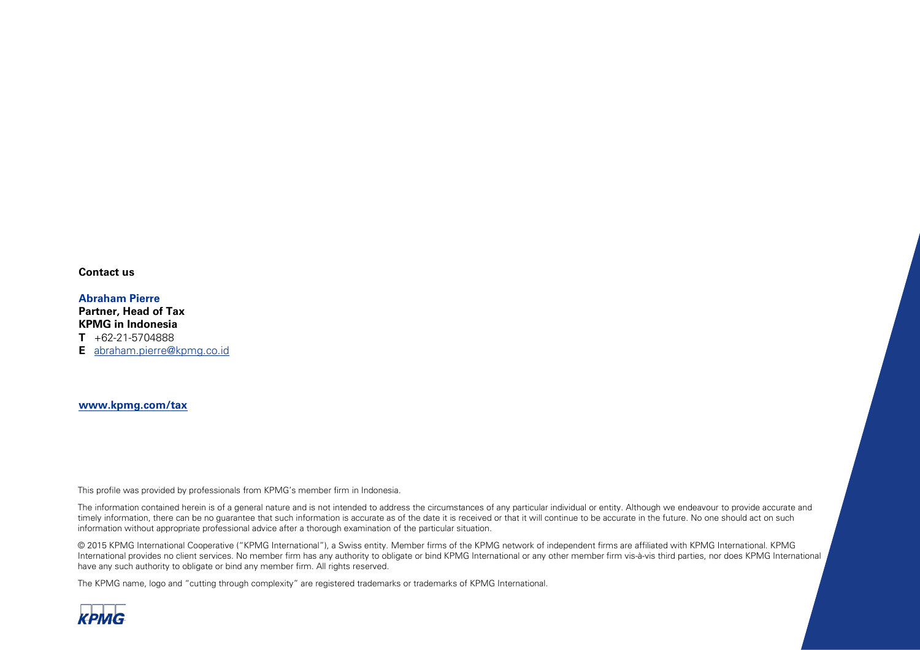**Contact us**

**Abraham Pierre**
**Partner, Head of Tax**
**KPMG in Indonesia**
**T** +62-21-5704888
**E** abraham.pierre@kpmg.co.id

**www.kpmg.com/tax**

This profile was provided by professionals from KPMG's member firm in Indonesia.

The information contained herein is of a general nature and is not intended to address the circumstances of any particular individual or entity. Although we endeavour to provide accurate and timely information, there can be no guarantee that such information is accurate as of the date it is received or that it will continue to be accurate in the future. No one should act on such information without appropriate professional advice after a thorough examination of the particular situation.

© 2015 KPMG International Cooperative ("KPMG International"), a Swiss entity. Member firms of the KPMG network of independent firms are affiliated with KPMG International. KPMG International provides no client services. No member firm has any authority to obligate or bind KPMG International or any other member firm vis-à-vis third parties, nor does KPMG International have any such authority to obligate or bind any member firm. All rights reserved.

The KPMG name, logo and "cutting through complexity" are registered trademarks or trademarks of KPMG International.